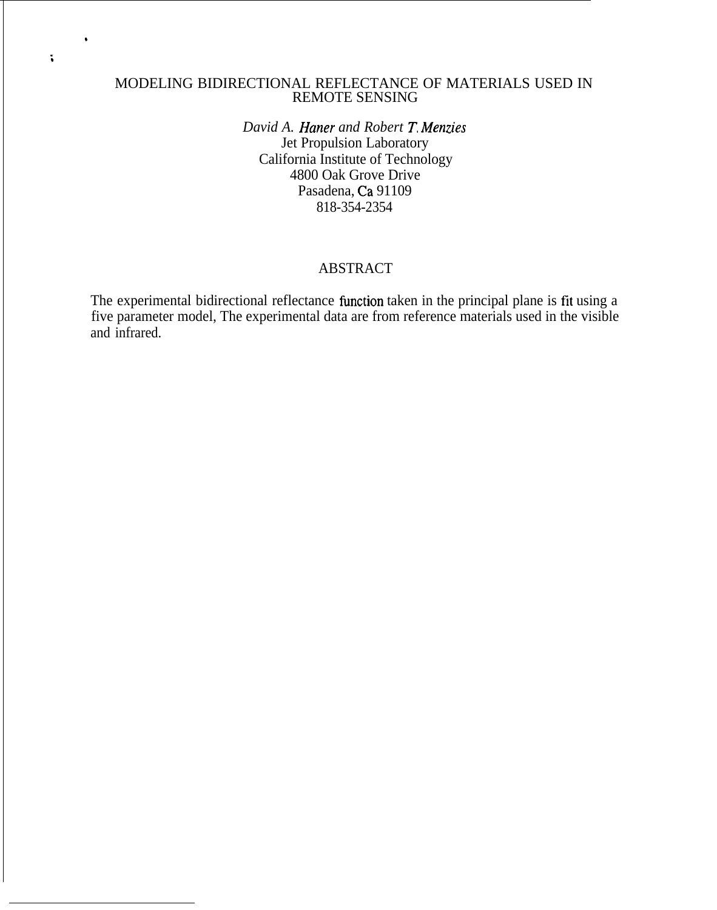# MODELING BIDIRECTIONAL REFLECTANCE OF MATERIALS USED IN REMOTE SENSING

*David A. Haner and Robert T. Menzies*
Jet Propulsion Laboratory
California Institute of Technology
4800 Oak Grove Drive
Pasadena, Ca 91109
818-354-2354

## ABSTRACT

The experimental bidirectional reflectance function taken in the principal plane is fit using a five parameter model, The experimental data are from reference materials used in the visible and infrared.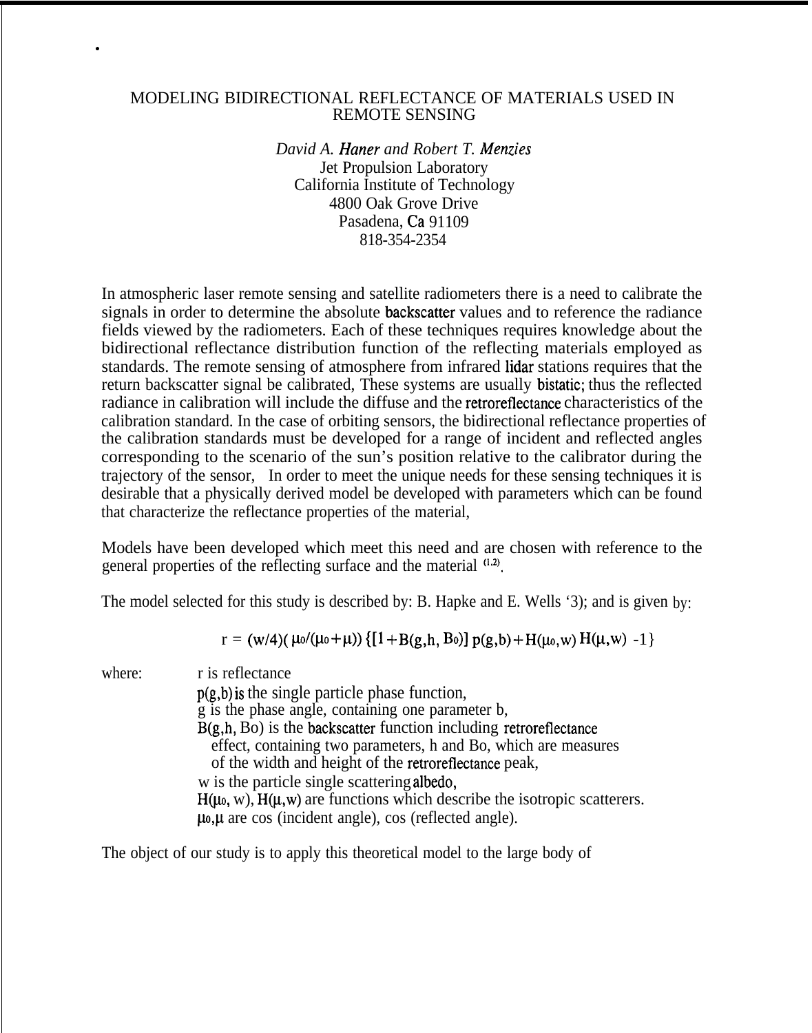# MODELING BIDIRECTIONAL REFLECTANCE OF MATERIALS USED IN REMOTE SENSING

*David A. Haner and Robert T. Menzies*
Jet Propulsion Laboratory
California Institute of Technology
4800 Oak Grove Drive
Pasadena, Ca 91109
818-354-2354

In atmospheric laser remote sensing and satellite radiometers there is a need to calibrate the signals in order to determine the absolute backscatter values and to reference the radiance fields viewed by the radiometers. Each of these techniques requires knowledge about the bidirectional reflectance distribution function of the reflecting materials employed as standards. The remote sensing of atmosphere from infrared lidar stations requires that the return backscatter signal be calibrated, These systems are usually bistatic; thus the reflected radiance in calibration will include the diffuse and the retroreflectance characteristics of the calibration standard. In the case of orbiting sensors, the bidirectional reflectance properties of the calibration standards must be developed for a range of incident and reflected angles corresponding to the scenario of the sun's position relative to the calibrator during the trajectory of the sensor, In order to meet the unique needs for these sensing techniques it is desirable that a physically derived model be developed with parameters which can be found that characterize the reflectance properties of the material,

Models have been developed which meet this need and are chosen with reference to the general properties of the reflecting surface and the material [1,2].

The model selected for this study is described by: B. Hapke and E. Wells '3); and is given by:

$$r = (w/4)(\mu_0/(\mu_0+\mu))\{[1+B(g,h,B_0)]\,p(g,b)+H(\mu_0,w)\,H(\mu,w)\ -1\}$$

where:
- r is reflectance
- $p(g,b)$ is the single particle phase function,
- g is the phase angle, containing one parameter b,
- $B(g,h,B_0)$ is the backscatter function including retroreflectance effect, containing two parameters, h and Bo, which are measures of the width and height of the retroreflectance peak,
- w is the particle single scattering albedo,
- $H(\mu_0, w)$, $H(\mu,w)$ are functions which describe the isotropic scatterers.
- $\mu_0,\mu$ are cos (incident angle), cos (reflected angle).

The object of our study is to apply this theoretical model to the large body of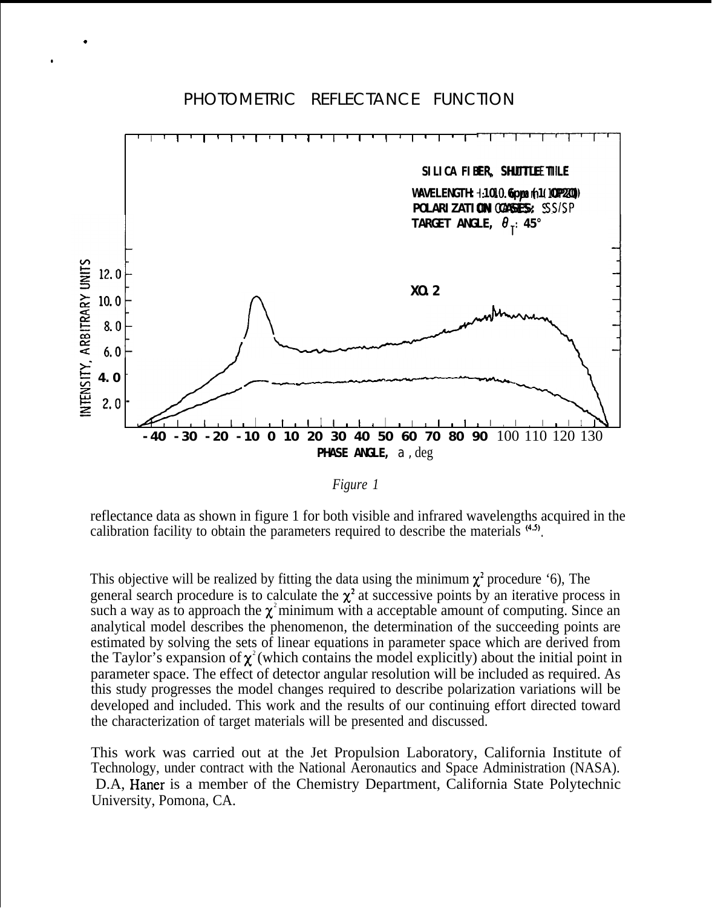PHOTOMETRIC REFLECTANCE FUNCTION

*Figure 1*

reflectance data as shown in figure 1 for both visible and infrared wavelengths acquired in the calibration facility to obtain the parameters required to describe the materials [4,5].

This objective will be realized by fitting the data using the minimum $\chi^2$ procedure [6], The general search procedure is to calculate the $\chi^2$ at successive points by an iterative process in such a way as to approach the $\chi^2$ minimum with a acceptable amount of computing. Since an analytical model describes the phenomenon, the determination of the succeeding points are estimated by solving the sets of linear equations in parameter space which are derived from the Taylor's expansion of $\chi^2$ (which contains the model explicitly) about the initial point in parameter space. The effect of detector angular resolution will be included as required. As this study progresses the model changes required to describe polarization variations will be developed and included. This work and the results of our continuing effort directed toward the characterization of target materials will be presented and discussed.

This work was carried out at the Jet Propulsion Laboratory, California Institute of Technology, under contract with the National Aeronautics and Space Administration (NASA). D.A, Haner is a member of the Chemistry Department, California State Polytechnic University, Pomona, CA.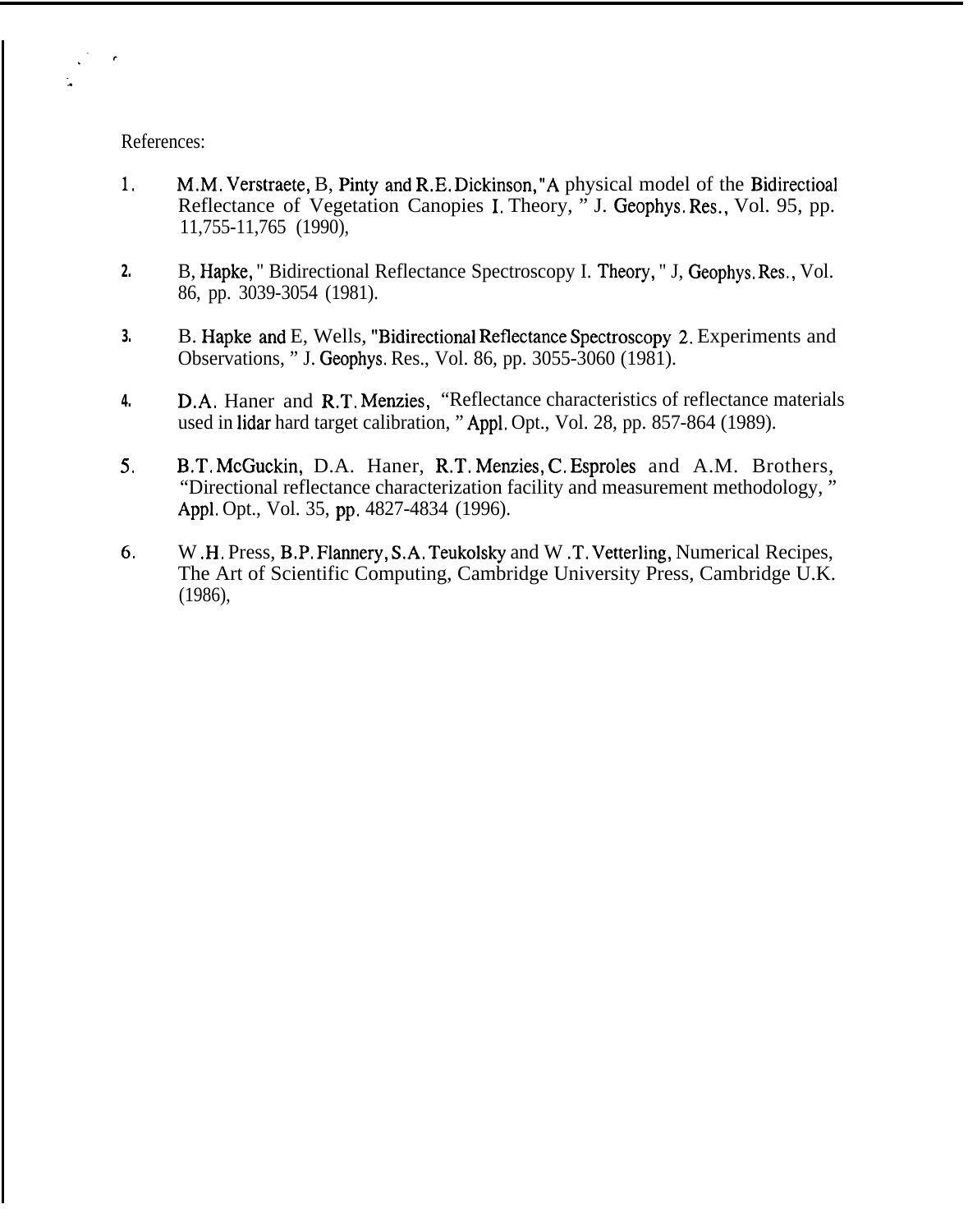References:

1. M.M. Verstraete, B, Pinty and R.E. Dickinson, "A physical model of the Bidirectioal Reflectance of Vegetation Canopies I. Theory, " J. Geophys. Res., Vol. 95, pp. 11,755-11,765 (1990),

2. B, Hapke, " Bidirectional Reflectance Spectroscopy I. Theory, " J, Geophys. Res., Vol. 86, pp. 3039-3054 (1981).

3. B. Hapke and E, Wells, "Bidirectional Reflectance Spectroscopy 2. Experiments and Observations, " J. Geophys. Res., Vol. 86, pp. 3055-3060 (1981).

4. D.A. Haner and R.T. Menzies, "Reflectance characteristics of reflectance materials used in lidar hard target calibration, " Appl. Opt., Vol. 28, pp. 857-864 (1989).

5. B.T. McGuckin, D.A. Haner, R.T. Menzies, C. Esproles and A.M. Brothers, "Directional reflectance characterization facility and measurement methodology, " Appl. Opt., Vol. 35, pp. 4827-4834 (1996).

6. W .H. Press, B.P. Flannery, S.A. Teukolsky and W .T. Vetterling, Numerical Recipes, The Art of Scientific Computing, Cambridge University Press, Cambridge U.K. (1986),